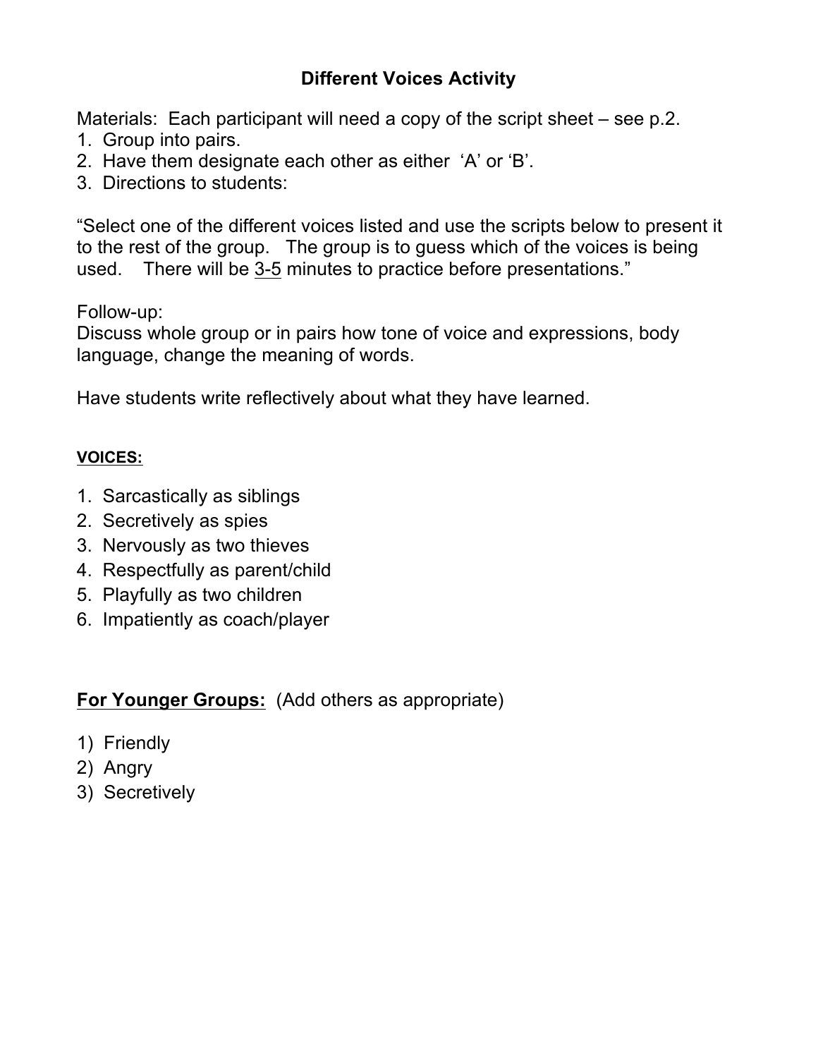# Different Voices Activity

Materials: Each participant will need a copy of the script sheet – see p.2.

1. Group into pairs.
2. Have them designate each other as either 'A' or 'B'.
3. Directions to students:

"Select one of the different voices listed and use the scripts below to present it to the rest of the group. The group is to guess which of the voices is being used. There will be <u>3-5</u> minutes to practice before presentations."

Follow-up:
Discuss whole group or in pairs how tone of voice and expressions, body language, change the meaning of words.

Have students write reflectively about what they have learned.

**<u>VOICES:</u>**

1. Sarcastically as siblings
2. Secretively as spies
3. Nervously as two thieves
4. Respectfully as parent/child
5. Playfully as two children
6. Impatiently as coach/player

**<u>For Younger Groups:</u>** (Add others as appropriate)

1) Friendly
2) Angry
3) Secretively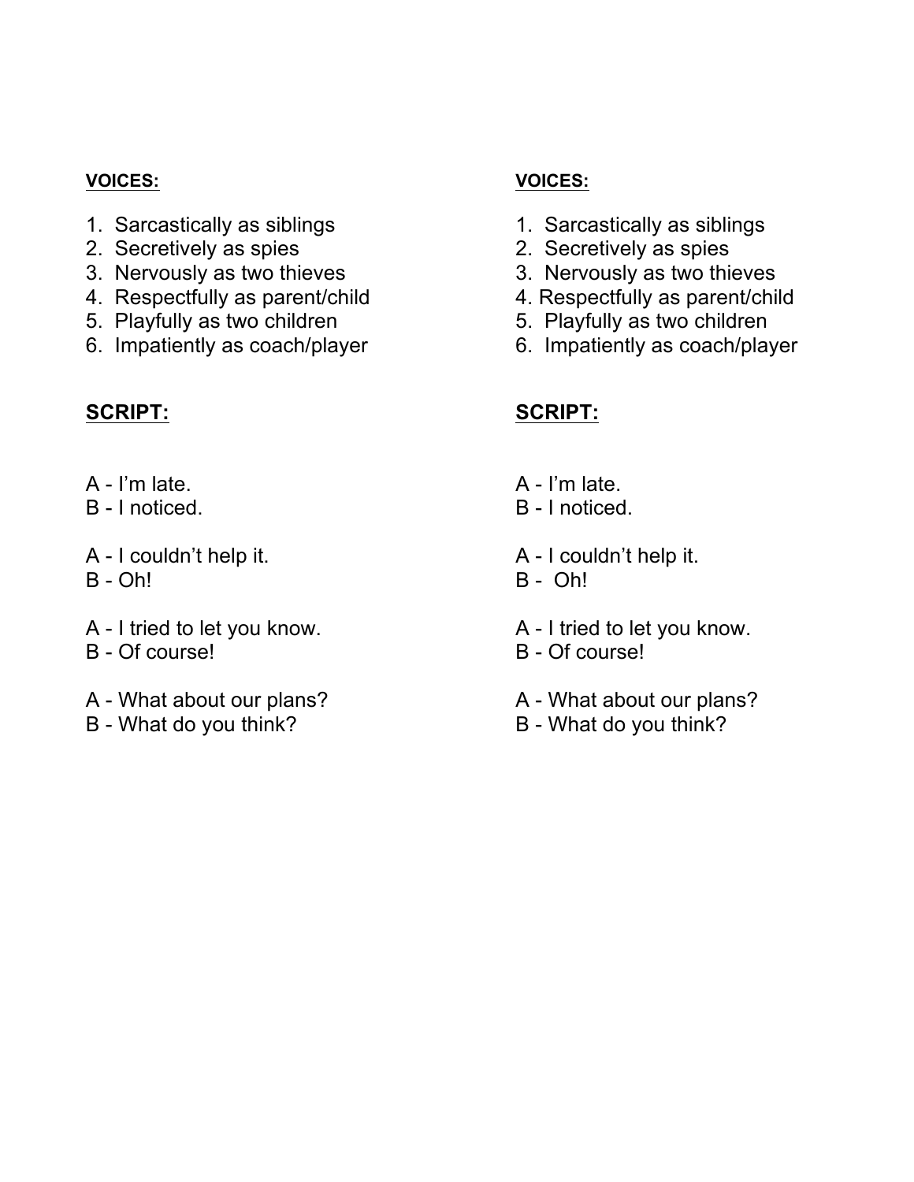**VOICES:**

1. Sarcastically as siblings
2. Secretively as spies
3. Nervously as two thieves
4. Respectfully as parent/child
5. Playfully as two children
6. Impatiently as coach/player

## SCRIPT:

A - I'm late.
B - I noticed.

A - I couldn't help it.
B - Oh!

A - I tried to let you know.
B - Of course!

A - What about our plans?
B - What do you think?

**VOICES:**

1. Sarcastically as siblings
2. Secretively as spies
3. Nervously as two thieves
4. Respectfully as parent/child
5. Playfully as two children
6. Impatiently as coach/player

## SCRIPT:

A - I'm late.
B - I noticed.

A - I couldn't help it.
B - Oh!

A - I tried to let you know.
B - Of course!

A - What about our plans?
B - What do you think?